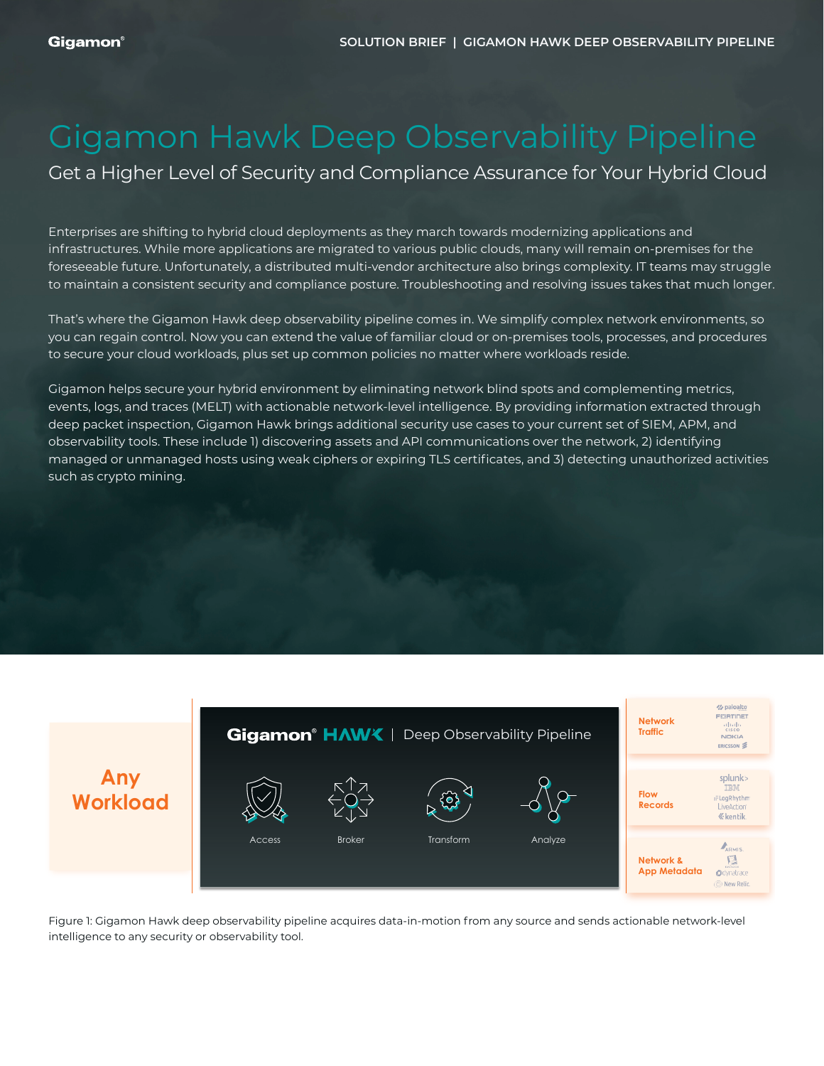# Gigamon Hawk Deep Observability Pipeline

## Get a Higher Level of Security and Compliance Assurance for Your Hybrid Cloud

Enterprises are shifting to hybrid cloud deployments as they march towards modernizing applications and infrastructures. While more applications are migrated to various public clouds, many will remain on-premises for the foreseeable future. Unfortunately, a distributed multi-vendor architecture also brings complexity. IT teams may struggle to maintain a consistent security and compliance posture. Troubleshooting and resolving issues takes that much longer.

That's where the Gigamon Hawk deep observability pipeline comes in. We simplify complex network environments, so you can regain control. Now you can extend the value of familiar cloud or on-premises tools, processes, and procedures to secure your cloud workloads, plus set up common policies no matter where workloads reside.

Gigamon helps secure your hybrid environment by eliminating network blind spots and complementing metrics, events, logs, and traces (MELT) with actionable network-level intelligence. By providing information extracted through deep packet inspection, Gigamon Hawk brings additional security use cases to your current set of SIEM, APM, and observability tools. These include 1) discovering assets and API communications over the network, 2) identifying managed or unmanaged hosts using weak ciphers or expiring TLS certificates, and 3) detecting unauthorized activities such as crypto mining.

Any Workload

Gigamon HAWK | Deep Observability Pipeline

Access | Broker | Transform | Analyze

Network Traffic — paloalto, FORTINET, CISCO, NOKIA, ERICSSON

Flow Records — splunk>, IBM, LogRhythm, LiveAction, kentik

Network & App Metadata — ARMIS, dynatrace, New Relic

Figure 1: Gigamon Hawk deep observability pipeline acquires data-in-motion from any source and sends actionable network-level intelligence to any security or observability tool.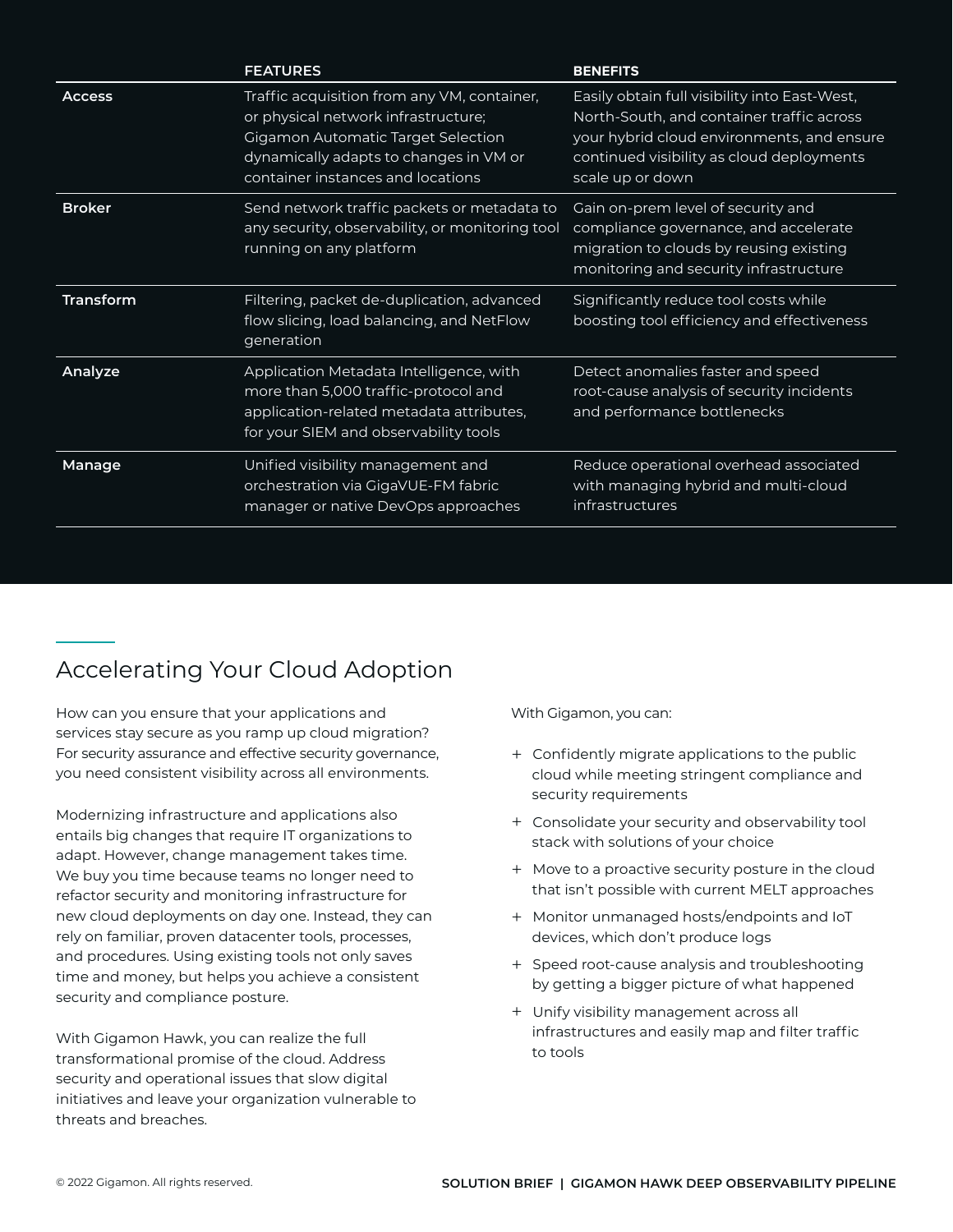| | FEATURES | BENEFITS |
| --- | --- | --- |
| **Access** | Traffic acquisition from any VM, container, or physical network infrastructure; Gigamon Automatic Target Selection dynamically adapts to changes in VM or container instances and locations | Easily obtain full visibility into East-West, North-South, and container traffic across your hybrid cloud environments, and ensure continued visibility as cloud deployments scale up or down |
| **Broker** | Send network traffic packets or metadata to any security, observability, or monitoring tool running on any platform | Gain on-prem level of security and compliance governance, and accelerate migration to clouds by reusing existing monitoring and security infrastructure |
| **Transform** | Filtering, packet de-duplication, advanced flow slicing, load balancing, and NetFlow generation | Significantly reduce tool costs while boosting tool efficiency and effectiveness |
| **Analyze** | Application Metadata Intelligence, with more than 5,000 traffic-protocol and application-related metadata attributes, for your SIEM and observability tools | Detect anomalies faster and speed root-cause analysis of security incidents and performance bottlenecks |
| **Manage** | Unified visibility management and orchestration via GigaVUE-FM fabric manager or native DevOps approaches | Reduce operational overhead associated with managing hybrid and multi-cloud infrastructures |

## Accelerating Your Cloud Adoption

How can you ensure that your applications and services stay secure as you ramp up cloud migration? For security assurance and effective security governance, you need consistent visibility across all environments.

Modernizing infrastructure and applications also entails big changes that require IT organizations to adapt. However, change management takes time. We buy you time because teams no longer need to refactor security and monitoring infrastructure for new cloud deployments on day one. Instead, they can rely on familiar, proven datacenter tools, processes, and procedures. Using existing tools not only saves time and money, but helps you achieve a consistent security and compliance posture.

With Gigamon Hawk, you can realize the full transformational promise of the cloud. Address security and operational issues that slow digital initiatives and leave your organization vulnerable to threats and breaches.

With Gigamon, you can:

+ Confidently migrate applications to the public cloud while meeting stringent compliance and security requirements
+ Consolidate your security and observability tool stack with solutions of your choice
+ Move to a proactive security posture in the cloud that isn't possible with current MELT approaches
+ Monitor unmanaged hosts/endpoints and IoT devices, which don't produce logs
+ Speed root-cause analysis and troubleshooting by getting a bigger picture of what happened
+ Unify visibility management across all infrastructures and easily map and filter traffic to tools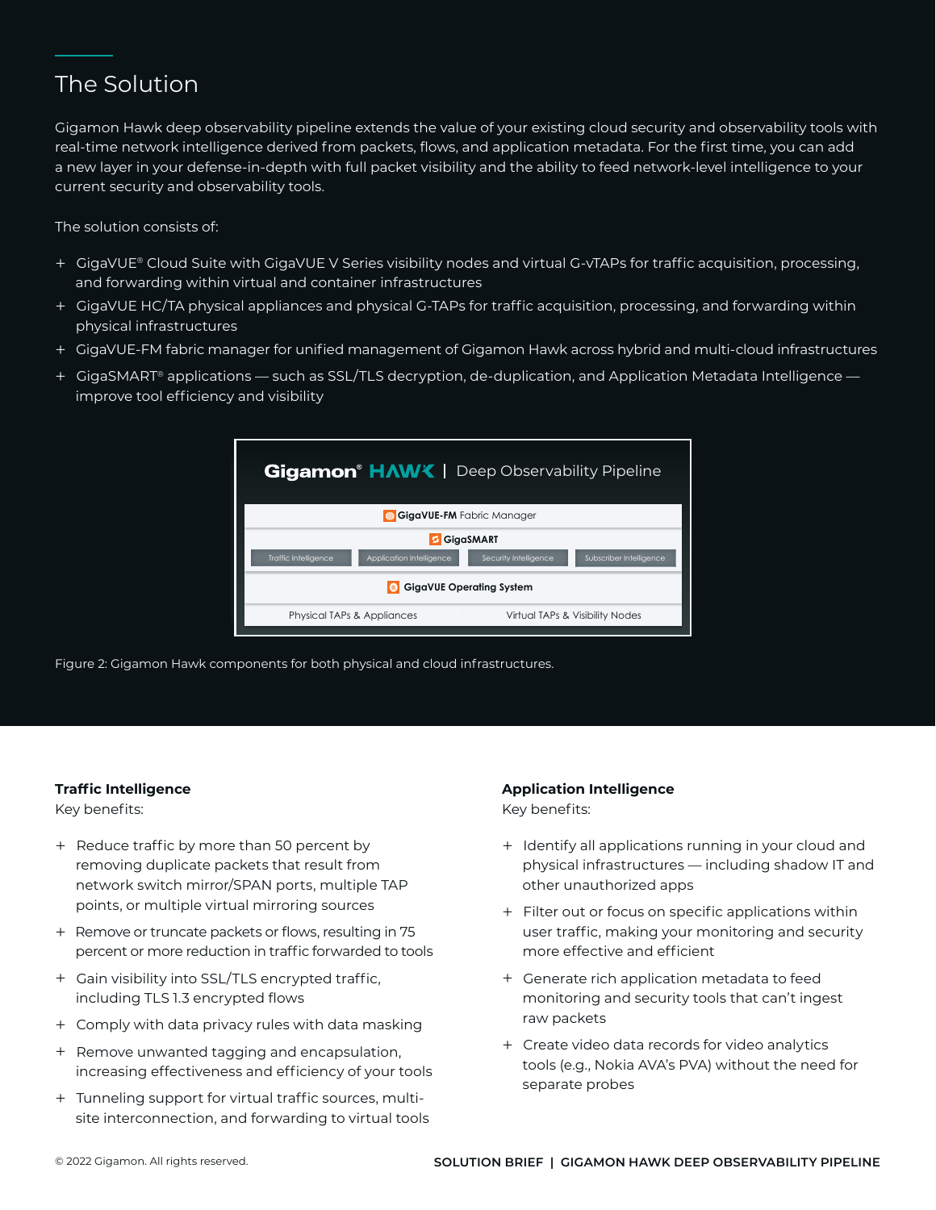## The Solution

Gigamon Hawk deep observability pipeline extends the value of your existing cloud security and observability tools with real-time network intelligence derived from packets, flows, and application metadata. For the first time, you can add a new layer in your defense-in-depth with full packet visibility and the ability to feed network-level intelligence to your current security and observability tools.

The solution consists of:

- GigaVUE® Cloud Suite with GigaVUE V Series visibility nodes and virtual G-vTAPs for traffic acquisition, processing, and forwarding within virtual and container infrastructures
- GigaVUE HC/TA physical appliances and physical G-TAPs for traffic acquisition, processing, and forwarding within physical infrastructures
- GigaVUE-FM fabric manager for unified management of Gigamon Hawk across hybrid and multi-cloud infrastructures
- GigaSMART® applications — such as SSL/TLS decryption, de-duplication, and Application Metadata Intelligence — improve tool efficiency and visibility

**Gigamon® HAWK | Deep Observability Pipeline**

| GigaVUE-FM Fabric Manager | | | |
|---|---|---|---|
| **GigaSMART** | | | |
| Traffic Intelligence | Application Intelligence | Security Intelligence | Subscriber Intelligence |
| **GigaVUE Operating System** | | | |
| Physical TAPs & Appliances | | Virtual TAPs & Visibility Nodes | |

Figure 2: Gigamon Hawk components for both physical and cloud infrastructures.

### Traffic Intelligence

Key benefits:

- Reduce traffic by more than 50 percent by removing duplicate packets that result from network switch mirror/SPAN ports, multiple TAP points, or multiple virtual mirroring sources
- Remove or truncate packets or flows, resulting in 75 percent or more reduction in traffic forwarded to tools
- Gain visibility into SSL/TLS encrypted traffic, including TLS 1.3 encrypted flows
- Comply with data privacy rules with data masking
- Remove unwanted tagging and encapsulation, increasing effectiveness and efficiency of your tools
- Tunneling support for virtual traffic sources, multi-site interconnection, and forwarding to virtual tools

### Application Intelligence

Key benefits:

- Identify all applications running in your cloud and physical infrastructures — including shadow IT and other unauthorized apps
- Filter out or focus on specific applications within user traffic, making your monitoring and security more effective and efficient
- Generate rich application metadata to feed monitoring and security tools that can't ingest raw packets
- Create video data records for video analytics tools (e.g., Nokia AVA's PVA) without the need for separate probes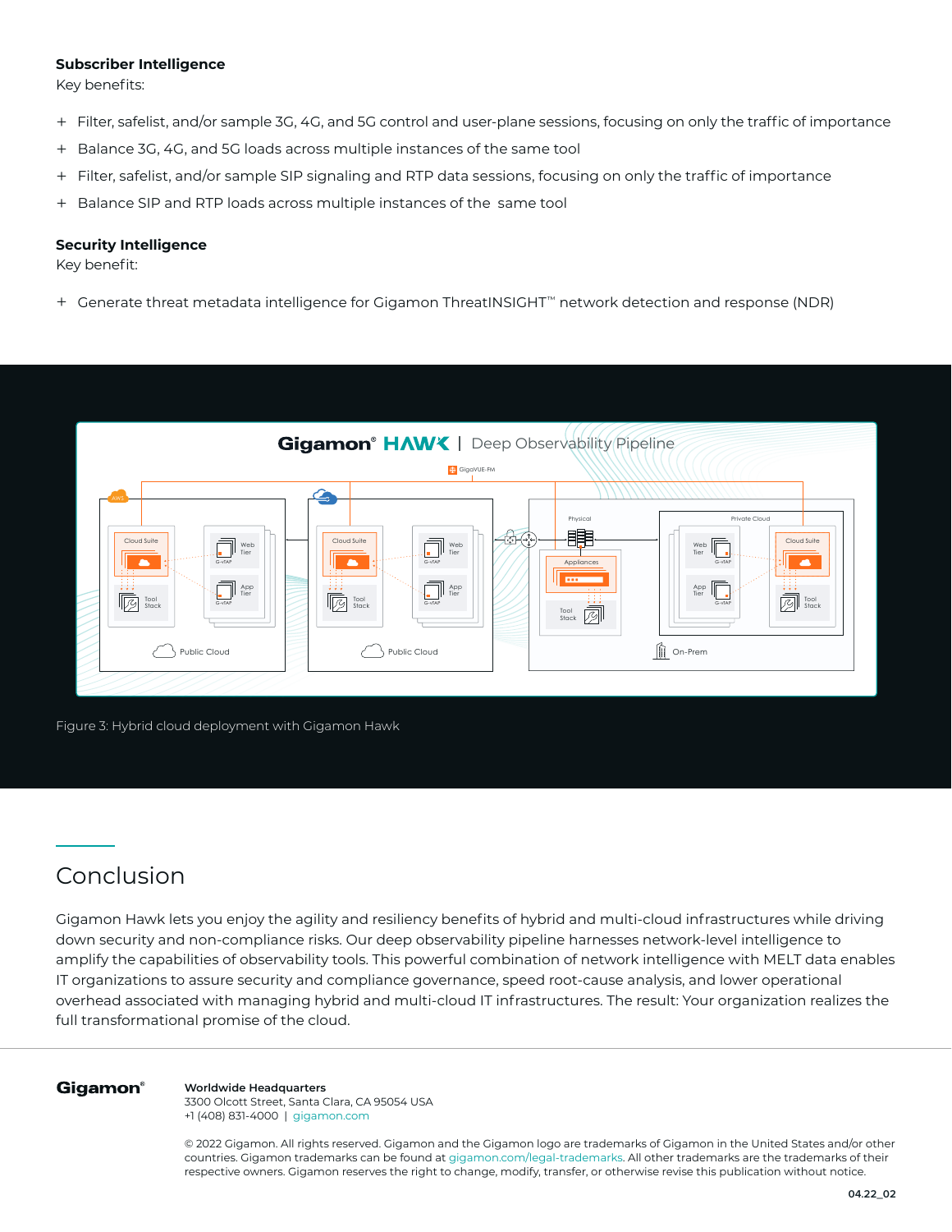**Subscriber Intelligence**

Key benefits:

+ Filter, safelist, and/or sample 3G, 4G, and 5G control and user-plane sessions, focusing on only the traffic of importance
+ Balance 3G, 4G, and 5G loads across multiple instances of the same tool
+ Filter, safelist, and/or sample SIP signaling and RTP data sessions, focusing on only the traffic of importance
+ Balance SIP and RTP loads across multiple instances of the same tool

**Security Intelligence**

Key benefit:

+ Generate threat metadata intelligence for Gigamon ThreatINSIGHT™ network detection and response (NDR)

Figure 3: Hybrid cloud deployment with Gigamon Hawk

## Conclusion

Gigamon Hawk lets you enjoy the agility and resiliency benefits of hybrid and multi-cloud infrastructures while driving down security and non-compliance risks. Our deep observability pipeline harnesses network-level intelligence to amplify the capabilities of observability tools. This powerful combination of network intelligence with MELT data enables IT organizations to assure security and compliance governance, speed root-cause analysis, and lower operational overhead associated with managing hybrid and multi-cloud IT infrastructures. The result: Your organization realizes the full transformational promise of the cloud.

**Gigamon®**

**Worldwide Headquarters**
3300 Olcott Street, Santa Clara, CA 95054 USA
+1 (408) 831-4000 | gigamon.com

© 2022 Gigamon. All rights reserved. Gigamon and the Gigamon logo are trademarks of Gigamon in the United States and/or other countries. Gigamon trademarks can be found at gigamon.com/legal-trademarks. All other trademarks are the trademarks of their respective owners. Gigamon reserves the right to change, modify, transfer, or otherwise revise this publication without notice.

04.22_02